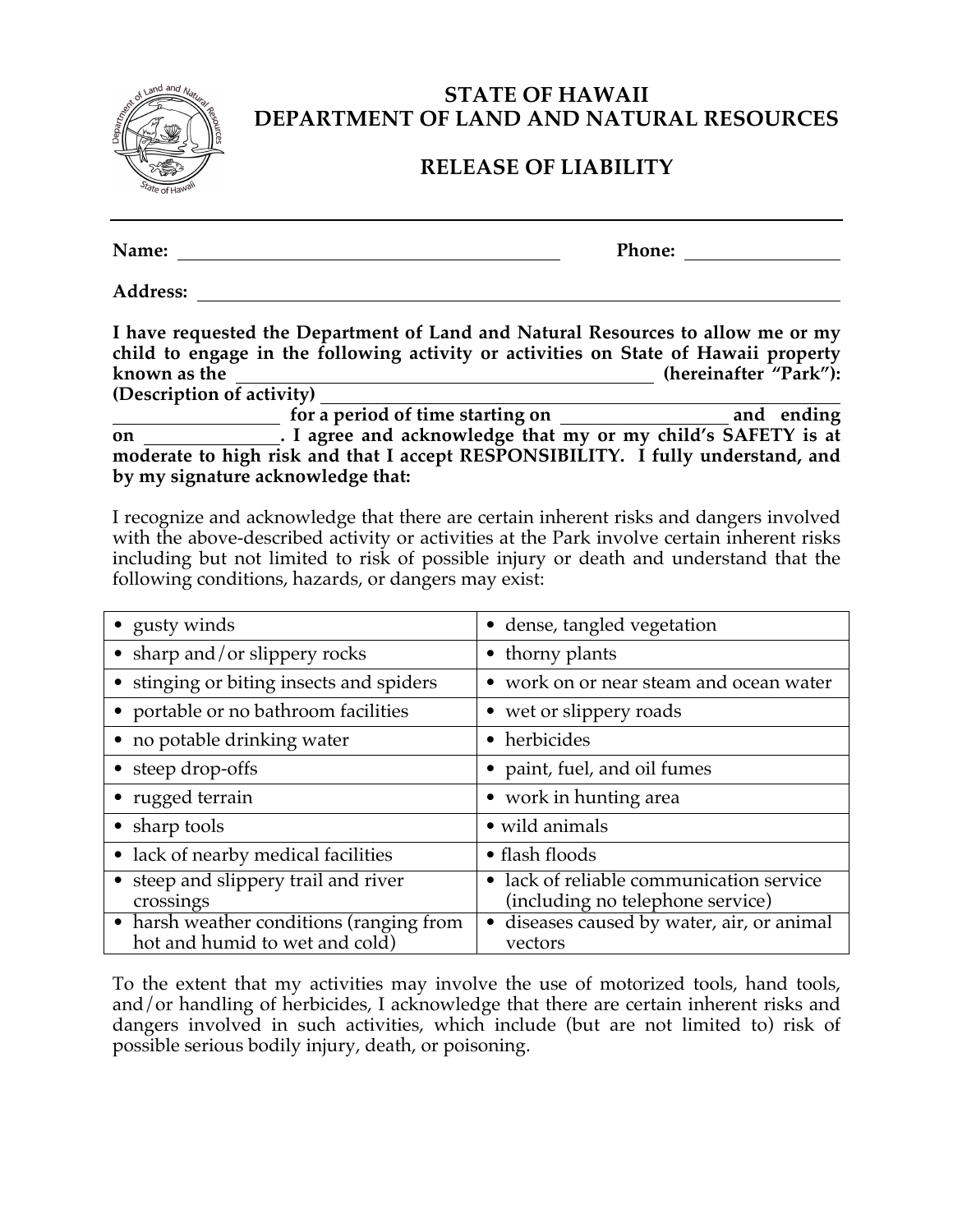# STATE OF HAWAII
# DEPARTMENT OF LAND AND NATURAL RESOURCES

## RELEASE OF LIABILITY

**Name:** ______________________________ **Phone:** ______________

**Address:** ______________________________________________

**I have requested the Department of Land and Natural Resources to allow me or my child to engage in the following activity or activities on State of Hawaii property known as the ______________________________ (hereinafter "Park"): (Description of activity) ______________________________ ______________ for a period of time starting on ______________ and ending on ______________. I agree and acknowledge that my or my child's SAFETY is at moderate to high risk and that I accept RESPONSIBILITY. I fully understand, and by my signature acknowledge that:**

I recognize and acknowledge that there are certain inherent risks and dangers involved with the above-described activity or activities at the Park involve certain inherent risks including but not limited to risk of possible injury or death and understand that the following conditions, hazards, or dangers may exist:

| | |
|---|---|
| • gusty winds | • dense, tangled vegetation |
| • sharp and/or slippery rocks | • thorny plants |
| • stinging or biting insects and spiders | • work on or near steam and ocean water |
| • portable or no bathroom facilities | • wet or slippery roads |
| • no potable drinking water | • herbicides |
| • steep drop-offs | • paint, fuel, and oil fumes |
| • rugged terrain | • work in hunting area |
| • sharp tools | • wild animals |
| • lack of nearby medical facilities | • flash floods |
| • steep and slippery trail and river crossings | • lack of reliable communication service (including no telephone service) |
| • harsh weather conditions (ranging from hot and humid to wet and cold) | • diseases caused by water, air, or animal vectors |

To the extent that my activities may involve the use of motorized tools, hand tools, and/or handling of herbicides, I acknowledge that there are certain inherent risks and dangers involved in such activities, which include (but are not limited to) risk of possible serious bodily injury, death, or poisoning.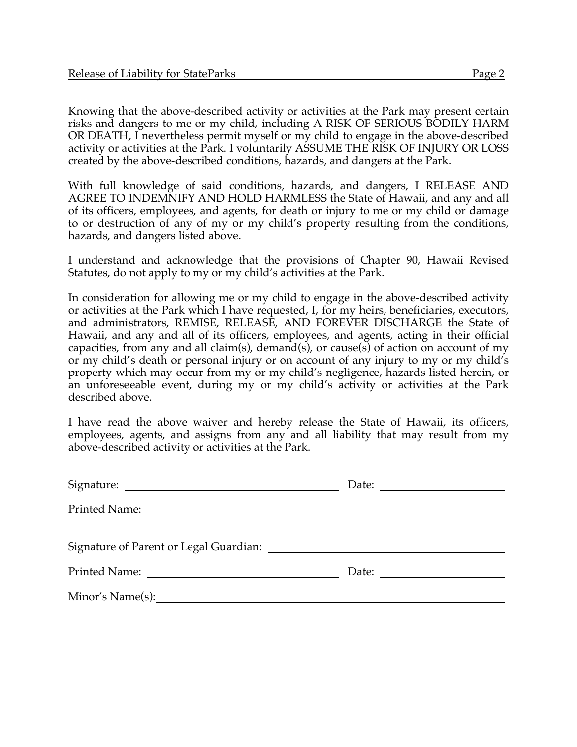Knowing that the above-described activity or activities at the Park may present certain risks and dangers to me or my child, including A RISK OF SERIOUS BODILY HARM OR DEATH, I nevertheless permit myself or my child to engage in the above-described activity or activities at the Park. I voluntarily ASSUME THE RISK OF INJURY OR LOSS created by the above-described conditions, hazards, and dangers at the Park.

With full knowledge of said conditions, hazards, and dangers, I RELEASE AND AGREE TO INDEMNIFY AND HOLD HARMLESS the State of Hawaii, and any and all of its officers, employees, and agents, for death or injury to me or my child or damage to or destruction of any of my or my child's property resulting from the conditions, hazards, and dangers listed above.

I understand and acknowledge that the provisions of Chapter 90, Hawaii Revised Statutes, do not apply to my or my child's activities at the Park.

In consideration for allowing me or my child to engage in the above-described activity or activities at the Park which I have requested, I, for my heirs, beneficiaries, executors, and administrators, REMISE, RELEASE, AND FOREVER DISCHARGE the State of Hawaii, and any and all of its officers, employees, and agents, acting in their official capacities, from any and all claim(s), demand(s), or cause(s) of action on account of my or my child's death or personal injury or on account of any injury to my or my child's property which may occur from my or my child's negligence, hazards listed herein, or an unforeseeable event, during my or my child's activity or activities at the Park described above.

I have read the above waiver and hereby release the State of Hawaii, its officers, employees, agents, and assigns from any and all liability that may result from my above-described activity or activities at the Park.

Signature: ______________________________ Date: ____________________

Printed Name: ______________________________

Signature of Parent or Legal Guardian: ______________________________

Printed Name: ______________________________ Date: ____________________

Minor's Name(s): ______________________________